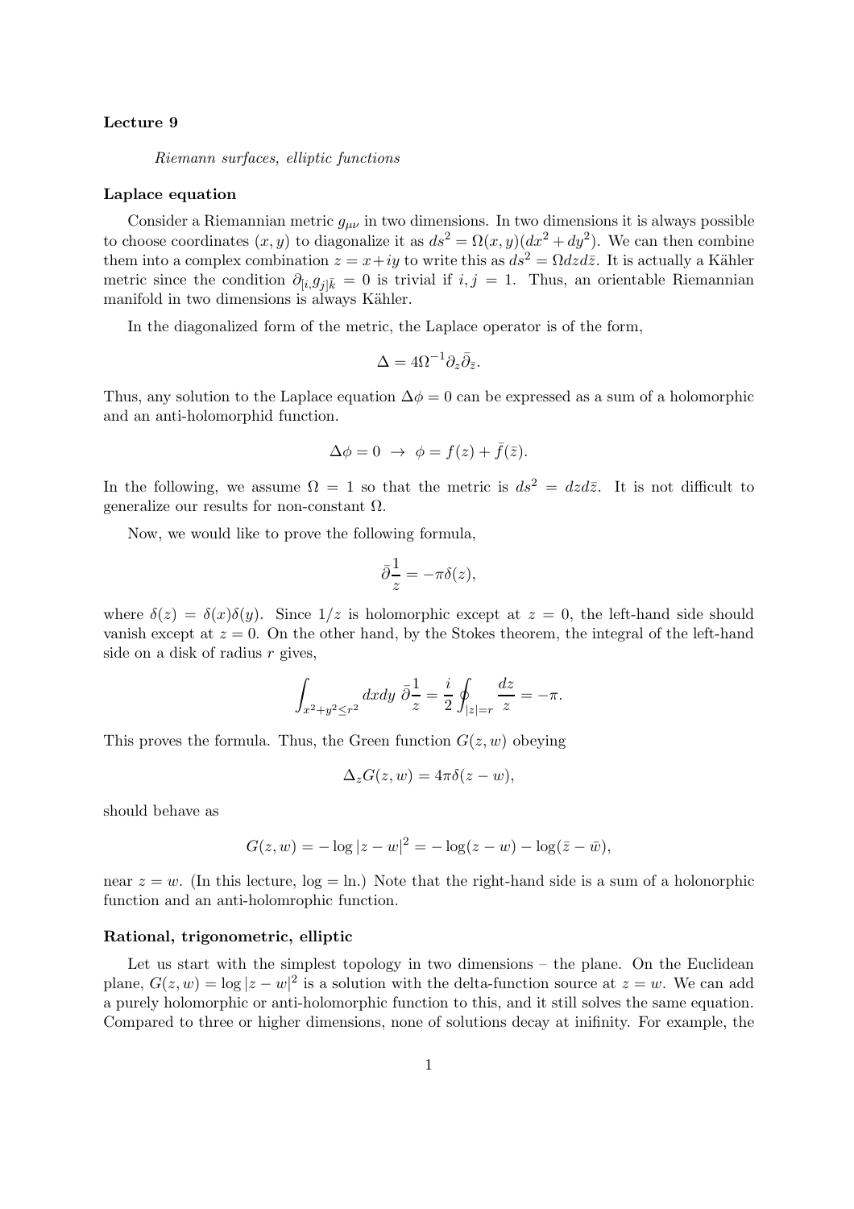**Lecture 9**

*Riemann surfaces, elliptic functions*

**Laplace equation**

Consider a Riemannian metric $g_{\mu\nu}$ in two dimensions. In two dimensions it is always possible to choose coordinates $(x,y)$ to diagonalize it as $ds^2 = \Omega(x,y)(dx^2+dy^2)$. We can then combine them into a complex combination $z = x+iy$ to write this as $ds^2 = \Omega dz d\bar{z}$. It is actually a Kähler metric since the condition $\partial_{[i,}g_{j]\bar{k}} = 0$ is trivial if $i,j=1$. Thus, an orientable Riemannian manifold in two dimensions is always Kähler.

In the diagonalized form of the metric, the Laplace operator is of the form,

$$\Delta = 4\Omega^{-1}\partial_z\bar{\partial}_{\bar{z}}.$$

Thus, any solution to the Laplace equation $\Delta\phi = 0$ can be expressed as a sum of a holomorphic and an anti-holomorphid function.

$$\Delta\phi = 0 \;\to\; \phi = f(z) + \bar{f}(\bar{z}).$$

In the following, we assume $\Omega = 1$ so that the metric is $ds^2 = dzd\bar{z}$. It is not difficult to generalize our results for non-constant $\Omega$.

Now, we would like to prove the following formula,

$$\bar{\partial}\frac{1}{z} = -\pi\delta(z),$$

where $\delta(z) = \delta(x)\delta(y)$. Since $1/z$ is holomorphic except at $z=0$, the left-hand side should vanish except at $z=0$. On the other hand, by the Stokes theorem, the integral of the left-hand side on a disk of radius $r$ gives,

$$\int_{x^2+y^2\leq r^2} dxdy\;\bar{\partial}\frac{1}{z} = \frac{i}{2}\oint_{|z|=r}\frac{dz}{z} = -\pi.$$

This proves the formula. Thus, the Green function $G(z,w)$ obeying

$$\Delta_z G(z,w) = 4\pi\delta(z-w),$$

should behave as

$$G(z,w) = -\log|z-w|^2 = -\log(z-w) - \log(\bar{z}-\bar{w}),$$

near $z=w$. (In this lecture, $\log = \ln$.) Note that the right-hand side is a sum of a holonorphic function and an anti-holomrophic function.

**Rational, trigonometric, elliptic**

Let us start with the simplest topology in two dimensions – the plane. On the Euclidean plane, $G(z,w) = \log|z-w|^2$ is a solution with the delta-function source at $z=w$. We can add a purely holomorphic or anti-holomorphic function to this, and it still solves the same equation. Compared to three or higher dimensions, none of solutions decay at inifinity. For example, the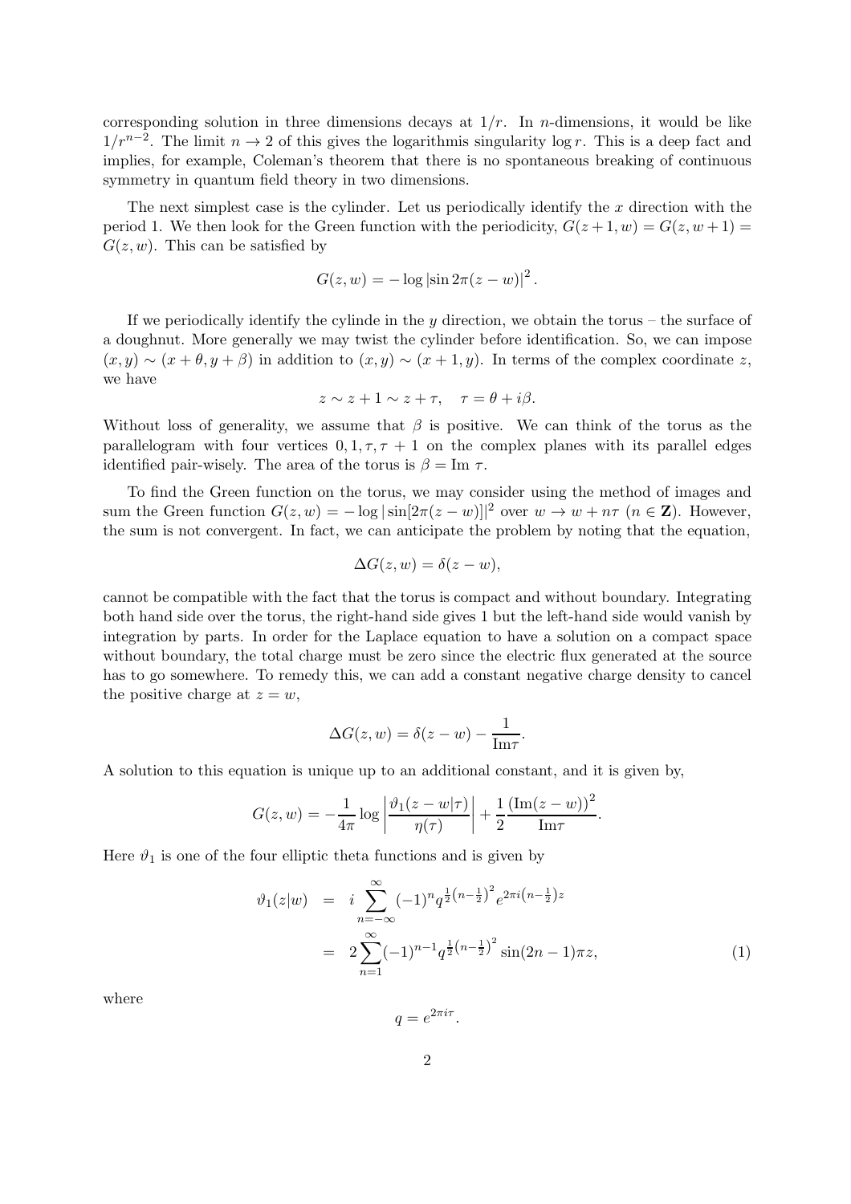corresponding solution in three dimensions decays at $1/r$. In $n$-dimensions, it would be like $1/r^{n-2}$. The limit $n \to 2$ of this gives the logarithmis singularity $\log r$. This is a deep fact and implies, for example, Coleman's theorem that there is no spontaneous breaking of continuous symmetry in quantum field theory in two dimensions.

The next simplest case is the cylinder. Let us periodically identify the $x$ direction with the period 1. We then look for the Green function with the periodicity, $G(z+1,w) = G(z,w+1) = G(z,w)$. This can be satisfied by

$$G(z,w) = -\log |\sin 2\pi(z-w)|^2 .$$

If we periodically identify the cylinde in the $y$ direction, we obtain the torus – the surface of a doughnut. More generally we may twist the cylinder before identification. So, we can impose $(x,y) \sim (x+\theta, y+\beta)$ in addition to $(x,y) \sim (x+1,y)$. In terms of the complex coordinate $z$, we have

$$z \sim z+1 \sim z+\tau, \quad \tau = \theta + i\beta.$$

Without loss of generality, we assume that $\beta$ is positive. We can think of the torus as the parallelogram with four vertices $0, 1, \tau, \tau+1$ on the complex planes with its parallel edges identified pair-wisely. The area of the torus is $\beta = \mathrm{Im}\ \tau$.

To find the Green function on the torus, we may consider using the method of images and sum the Green function $G(z,w) = -\log|\sin[2\pi(z-w)]|^2$ over $w \to w + n\tau$ ($n \in \mathbf{Z}$). However, the sum is not convergent. In fact, we can anticipate the problem by noting that the equation,

$$\Delta G(z,w) = \delta(z-w),$$

cannot be compatible with the fact that the torus is compact and without boundary. Integrating both hand side over the torus, the right-hand side gives 1 but the left-hand side would vanish by integration by parts. In order for the Laplace equation to have a solution on a compact space without boundary, the total charge must be zero since the electric flux generated at the source has to go somewhere. To remedy this, we can add a constant negative charge density to cancel the positive charge at $z = w$,

$$\Delta G(z,w) = \delta(z-w) - \frac{1}{\mathrm{Im}\tau}.$$

A solution to this equation is unique up to an additional constant, and it is given by,

$$G(z,w) = -\frac{1}{4\pi} \log \left| \frac{\vartheta_1(z-w|\tau)}{\eta(\tau)} \right| + \frac{1}{2} \frac{(\mathrm{Im}(z-w))^2}{\mathrm{Im}\tau}.$$

Here $\vartheta_1$ is one of the four elliptic theta functions and is given by

$$\begin{aligned} \vartheta_1(z|w) &= i \sum_{n=-\infty}^{\infty} (-1)^n q^{\frac{1}{2}\left(n-\frac{1}{2}\right)^2} e^{2\pi i \left(n-\frac{1}{2}\right) z} \\ &= 2 \sum_{n=1}^{\infty} (-1)^{n-1} q^{\frac{1}{2}\left(n-\frac{1}{2}\right)^2} \sin(2n-1)\pi z, \end{aligned} \tag{1}$$

where

$$q = e^{2\pi i \tau}.$$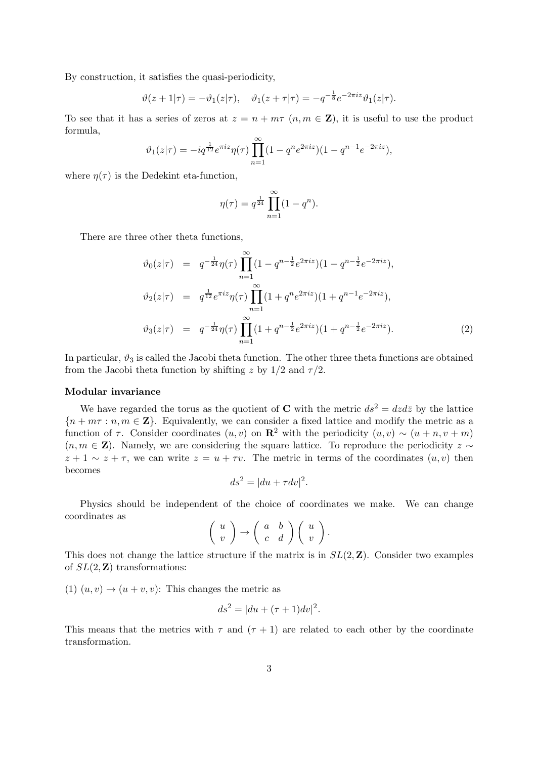By construction, it satisfies the quasi-periodicity,

$$\vartheta(z+1|\tau) = -\vartheta_1(z|\tau), \quad \vartheta_1(z+\tau|\tau) = -q^{-\frac{1}{8}} e^{-2\pi i z} \vartheta_1(z|\tau).$$

To see that it has a series of zeros at $z = n + m\tau$ ($n, m \in \mathbf{Z}$), it is useful to use the product formula,

$$\vartheta_1(z|\tau) = -iq^{\frac{1}{12}} e^{\pi i z} \eta(\tau) \prod_{n=1}^{\infty} (1 - q^n e^{2\pi i z})(1 - q^{n-1} e^{-2\pi i z}),$$

where $\eta(\tau)$ is the Dedekint eta-function,

$$\eta(\tau) = q^{\frac{1}{24}} \prod_{n=1}^{\infty} (1 - q^n).$$

There are three other theta functions,

$$\begin{aligned}
\vartheta_0(z|\tau) &= q^{-\frac{1}{24}} \eta(\tau) \prod_{n=1}^{\infty} (1 - q^{n-\frac{1}{2}} e^{2\pi i z})(1 - q^{n-\frac{1}{2}} e^{-2\pi i z}), \\
\vartheta_2(z|\tau) &= q^{\frac{1}{12}} e^{\pi i z} \eta(\tau) \prod_{n=1}^{\infty} (1 + q^n e^{2\pi i z})(1 + q^{n-1} e^{-2\pi i z}), \\
\vartheta_3(z|\tau) &= q^{-\frac{1}{24}} \eta(\tau) \prod_{n=1}^{\infty} (1 + q^{n-\frac{1}{2}} e^{2\pi i z})(1 + q^{n-\frac{1}{2}} e^{-2\pi i z}).
\end{aligned} \tag{2}$$

In particular, $\vartheta_3$ is called the Jacobi theta function. The other three theta functions are obtained from the Jacobi theta function by shifting $z$ by $1/2$ and $\tau/2$.

**Modular invariance**

We have regarded the torus as the quotient of $\mathbf{C}$ with the metric $ds^2 = dz d\bar{z}$ by the lattice $\{n + m\tau : n, m \in \mathbf{Z}\}$. Equivalently, we can consider a fixed lattice and modify the metric as a function of $\tau$. Consider coordinates $(u, v)$ on $\mathbf{R}^2$ with the periodicity $(u, v) \sim (u + n, v + m)$ ($n, m \in \mathbf{Z}$). Namely, we are considering the square lattice. To reproduce the periodicity $z \sim z + 1 \sim z + \tau$, we can write $z = u + \tau v$. The metric in terms of the coordinates $(u, v)$ then becomes

$$ds^2 = |du + \tau dv|^2.$$

Physics should be independent of the choice of coordinates we make. We can change coordinates as

$$\begin{pmatrix} u \\ v \end{pmatrix} \to \begin{pmatrix} a & b \\ c & d \end{pmatrix} \begin{pmatrix} u \\ v \end{pmatrix}.$$

This does not change the lattice structure if the matrix is in $SL(2, \mathbf{Z})$. Consider two examples of $SL(2, \mathbf{Z})$ transformations:

(1) $(u, v) \to (u + v, v)$: This changes the metric as

$$ds^2 = |du + (\tau + 1)dv|^2.$$

This means that the metrics with $\tau$ and $(\tau + 1)$ are related to each other by the coordinate transformation.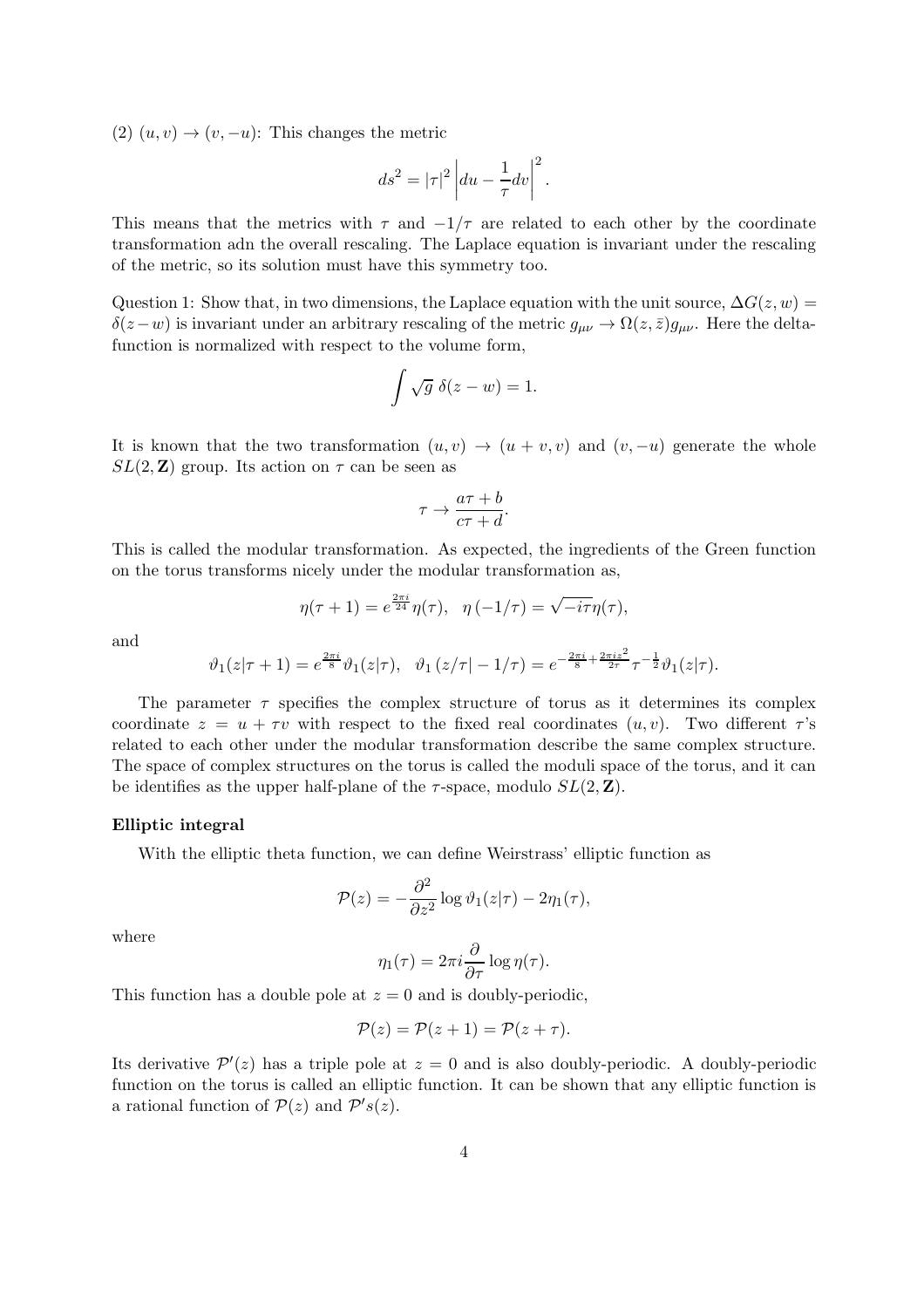(2) $(u,v) \to (v,-u)$: This changes the metric

$$ds^2 = |\tau|^2 \left| du - \frac{1}{\tau} dv \right|^2.$$

This means that the metrics with $\tau$ and $-1/\tau$ are related to each other by the coordinate transformation adn the overall rescaling. The Laplace equation is invariant under the rescaling of the metric, so its solution must have this symmetry too.

Question 1: Show that, in two dimensions, the Laplace equation with the unit source, $\Delta G(z,w) = \delta(z-w)$ is invariant under an arbitrary rescaling of the metric $g_{\mu\nu} \to \Omega(z,\bar{z}) g_{\mu\nu}$. Here the delta-function is normalized with respect to the volume form,

$$\int \sqrt{g}\ \delta(z-w) = 1.$$

It is known that the two transformation $(u,v) \to (u+v,v)$ and $(v,-u)$ generate the whole $SL(2,\mathbf{Z})$ group. Its action on $\tau$ can be seen as

$$\tau \to \frac{a\tau + b}{c\tau + d}.$$

This is called the modular transformation. As expected, the ingredients of the Green function on the torus transforms nicely under the modular transformation as,

$$\eta(\tau+1) = e^{\frac{2\pi i}{24}} \eta(\tau), \quad \eta\left(-1/\tau\right) = \sqrt{-i\tau}\, \eta(\tau),$$

and

$$\vartheta_1(z|\tau+1) = e^{\frac{2\pi i}{8}} \vartheta_1(z|\tau), \quad \vartheta_1\left(z/\tau| -1/\tau\right) = e^{-\frac{2\pi i}{8} + \frac{2\pi i z^2}{2\tau}} \tau^{-\frac{1}{2}} \vartheta_1(z|\tau).$$

The parameter $\tau$ specifies the complex structure of torus as it determines its complex coordinate $z = u + \tau v$ with respect to the fixed real coordinates $(u,v)$. Two different $\tau$'s related to each other under the modular transformation describe the same complex structure. The space of complex structures on the torus is called the moduli space of the torus, and it can be identifies as the upper half-plane of the $\tau$-space, modulo $SL(2,\mathbf{Z})$.

**Elliptic integral**

With the elliptic theta function, we can define Weirstrass' elliptic function as

$$\mathcal{P}(z) = -\frac{\partial^2}{\partial z^2} \log \vartheta_1(z|\tau) - 2\eta_1(\tau),$$

where

$$\eta_1(\tau) = 2\pi i \frac{\partial}{\partial \tau} \log \eta(\tau).$$

This function has a double pole at $z = 0$ and is doubly-periodic,

$$\mathcal{P}(z) = \mathcal{P}(z+1) = \mathcal{P}(z+\tau).$$

Its derivative $\mathcal{P}'(z)$ has a triple pole at $z = 0$ and is also doubly-periodic. A doubly-periodic function on the torus is called an elliptic function. It can be shown that any elliptic function is a rational function of $\mathcal{P}(z)$ and $\mathcal{P}'s(z)$.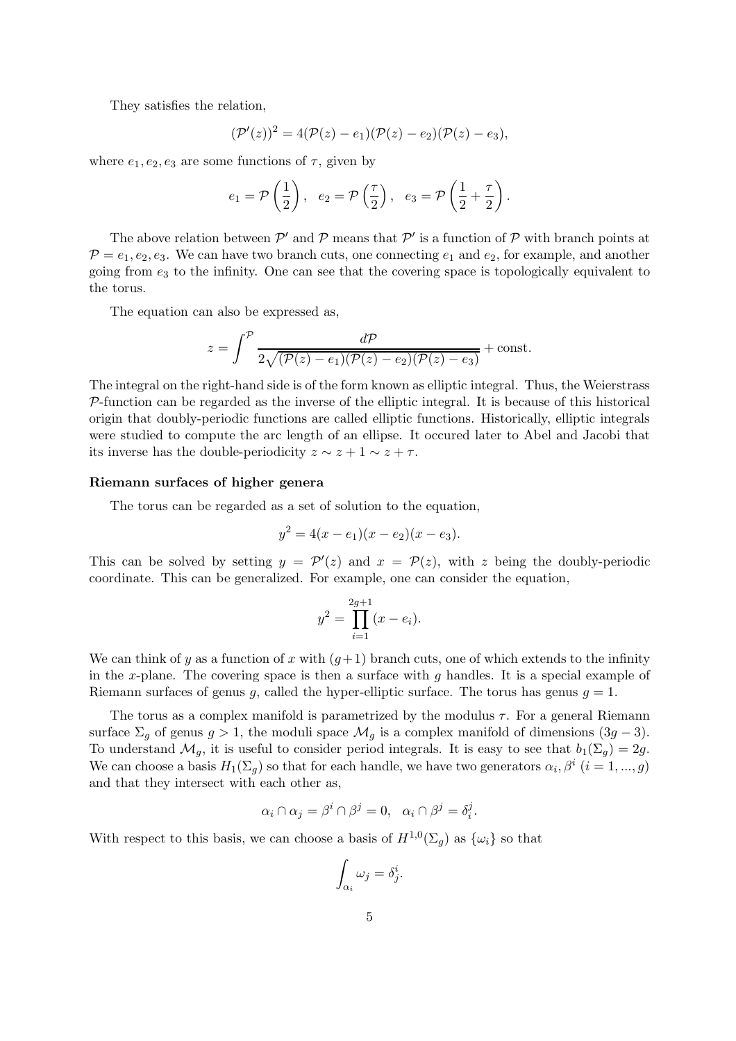They satisfies the relation,

$$(\mathcal{P}'(z))^2 = 4(\mathcal{P}(z) - e_1)(\mathcal{P}(z) - e_2)(\mathcal{P}(z) - e_3),$$

where $e_1, e_2, e_3$ are some functions of $\tau$, given by

$$e_1 = \mathcal{P}\left(\frac{1}{2}\right), \quad e_2 = \mathcal{P}\left(\frac{\tau}{2}\right), \quad e_3 = \mathcal{P}\left(\frac{1}{2} + \frac{\tau}{2}\right).$$

The above relation between $\mathcal{P}'$ and $\mathcal{P}$ means that $\mathcal{P}'$ is a function of $\mathcal{P}$ with branch points at $\mathcal{P} = e_1, e_2, e_3$. We can have two branch cuts, one connecting $e_1$ and $e_2$, for example, and another going from $e_3$ to the infinity. One can see that the covering space is topologically equivalent to the torus.

The equation can also be expressed as,

$$z = \int^{\mathcal{P}} \frac{d\mathcal{P}}{2\sqrt{(\mathcal{P}(z) - e_1)(\mathcal{P}(z) - e_2)(\mathcal{P}(z) - e_3)}} + \text{const}.$$

The integral on the right-hand side is of the form known as elliptic integral. Thus, the Weierstrass $\mathcal{P}$-function can be regarded as the inverse of the elliptic integral. It is because of this historical origin that doubly-periodic functions are called elliptic functions. Historically, elliptic integrals were studied to compute the arc length of an ellipse. It occured later to Abel and Jacobi that its inverse has the double-periodicity $z \sim z + 1 \sim z + \tau$.

**Riemann surfaces of higher genera**

The torus can be regarded as a set of solution to the equation,

$$y^2 = 4(x - e_1)(x - e_2)(x - e_3).$$

This can be solved by setting $y = \mathcal{P}'(z)$ and $x = \mathcal{P}(z)$, with $z$ being the doubly-periodic coordinate. This can be generalized. For example, one can consider the equation,

$$y^2 = \prod_{i=1}^{2g+1} (x - e_i).$$

We can think of $y$ as a function of $x$ with $(g+1)$ branch cuts, one of which extends to the infinity in the $x$-plane. The covering space is then a surface with $g$ handles. It is a special example of Riemann surfaces of genus $g$, called the hyper-elliptic surface. The torus has genus $g = 1$.

The torus as a complex manifold is parametrized by the modulus $\tau$. For a general Riemann surface $\Sigma_g$ of genus $g > 1$, the moduli space $\mathcal{M}_g$ is a complex manifold of dimensions $(3g - 3)$. To understand $\mathcal{M}_g$, it is useful to consider period integrals. It is easy to see that $b_1(\Sigma_g) = 2g$. We can choose a basis $H_1(\Sigma_g)$ so that for each handle, we have two generators $\alpha_i, \beta^i$ $(i = 1, ..., g)$ and that they intersect with each other as,

$$\alpha_i \cap \alpha_j = \beta^i \cap \beta^j = 0, \quad \alpha_i \cap \beta^j = \delta_i^j.$$

With respect to this basis, we can choose a basis of $H^{1,0}(\Sigma_g)$ as $\{\omega_i\}$ so that

$$\int_{\alpha_i} \omega_j = \delta_j^i.$$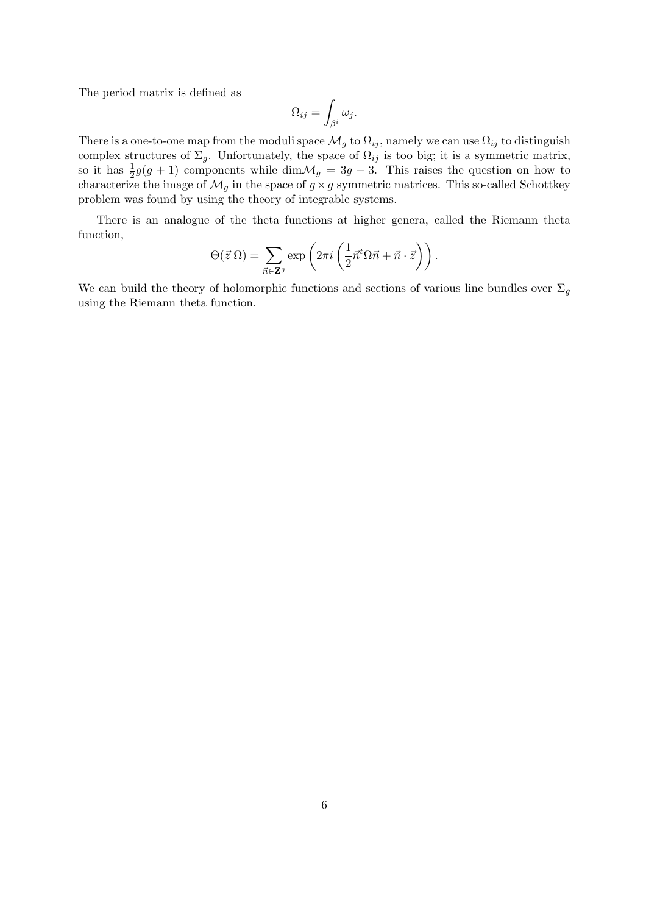The period matrix is defined as

$$\Omega_{ij} = \int_{\beta^i} \omega_j.$$

There is a one-to-one map from the moduli space $\mathcal{M}_g$ to $\Omega_{ij}$, namely we can use $\Omega_{ij}$ to distinguish complex structures of $\Sigma_g$. Unfortunately, the space of $\Omega_{ij}$ is too big; it is a symmetric matrix, so it has $\frac{1}{2}g(g+1)$ components while $\dim\mathcal{M}_g = 3g-3$. This raises the question on how to characterize the image of $\mathcal{M}_g$ in the space of $g \times g$ symmetric matrices. This so-called Schottkey problem was found by using the theory of integrable systems.

There is an analogue of the theta functions at higher genera, called the Riemann theta function,

$$\Theta(\vec{z}|\Omega) = \sum_{\vec{n} \in \mathbf{Z}^g} \exp\left(2\pi i \left(\frac{1}{2}\vec{n}^t \Omega \vec{n} + \vec{n} \cdot \vec{z}\right)\right).$$

We can build the theory of holomorphic functions and sections of various line bundles over $\Sigma_g$ using the Riemann theta function.